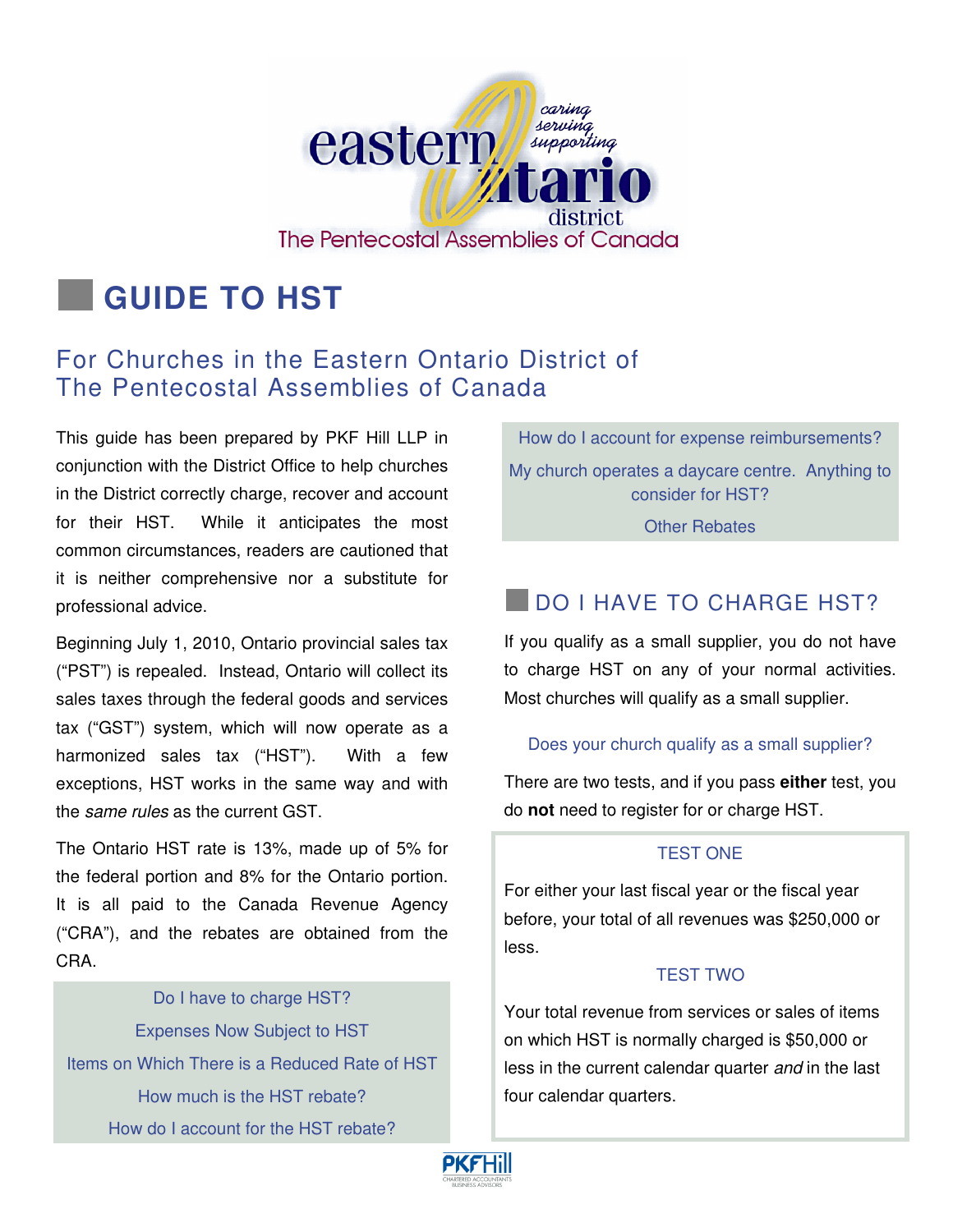# GUIDE TO HST

## For Churches in the Eastern Ontario District of The Pentecostal Assemblies of Canada

This guide has been prepared by PKF Hill LLP in conjunction with the District Office to help churches in the District correctly charge, recover and account for their HST. While it anticipates the most common circumstances, readers are cautioned that it is neither comprehensive nor a substitute for professional advice.

Beginning July 1, 2010, Ontario provincial sales tax ("PST") is repealed. Instead, Ontario will collect its sales taxes through the federal goods and services tax ("GST") system, which will now operate as a harmonized sales tax ("HST"). With a few exceptions, HST works in the same way and with the *same rules* as the current GST.

The Ontario HST rate is 13%, made up of 5% for the federal portion and 8% for the Ontario portion. It is all paid to the Canada Revenue Agency ("CRA"), and the rebates are obtained from the CRA.

- Do I have to charge HST?
- Expenses Now Subject to HST
- Items on Which There is a Reduced Rate of HST
- How much is the HST rebate?
- How do I account for the HST rebate?
- How do I account for expense reimbursements?
- My church operates a daycare centre. Anything to consider for HST?
- Other Rebates

## DO I HAVE TO CHARGE HST?

If you qualify as a small supplier, you do not have to charge HST on any of your normal activities. Most churches will qualify as a small supplier.

### Does your church qualify as a small supplier?

There are two tests, and if you pass **either** test, you do **not** need to register for or charge HST.

#### TEST ONE

For either your last fiscal year or the fiscal year before, your total of all revenues was $250,000 or less.

#### TEST TWO

Your total revenue from services or sales of items on which HST is normally charged is $50,000 or less in the current calendar quarter *and* in the last four calendar quarters.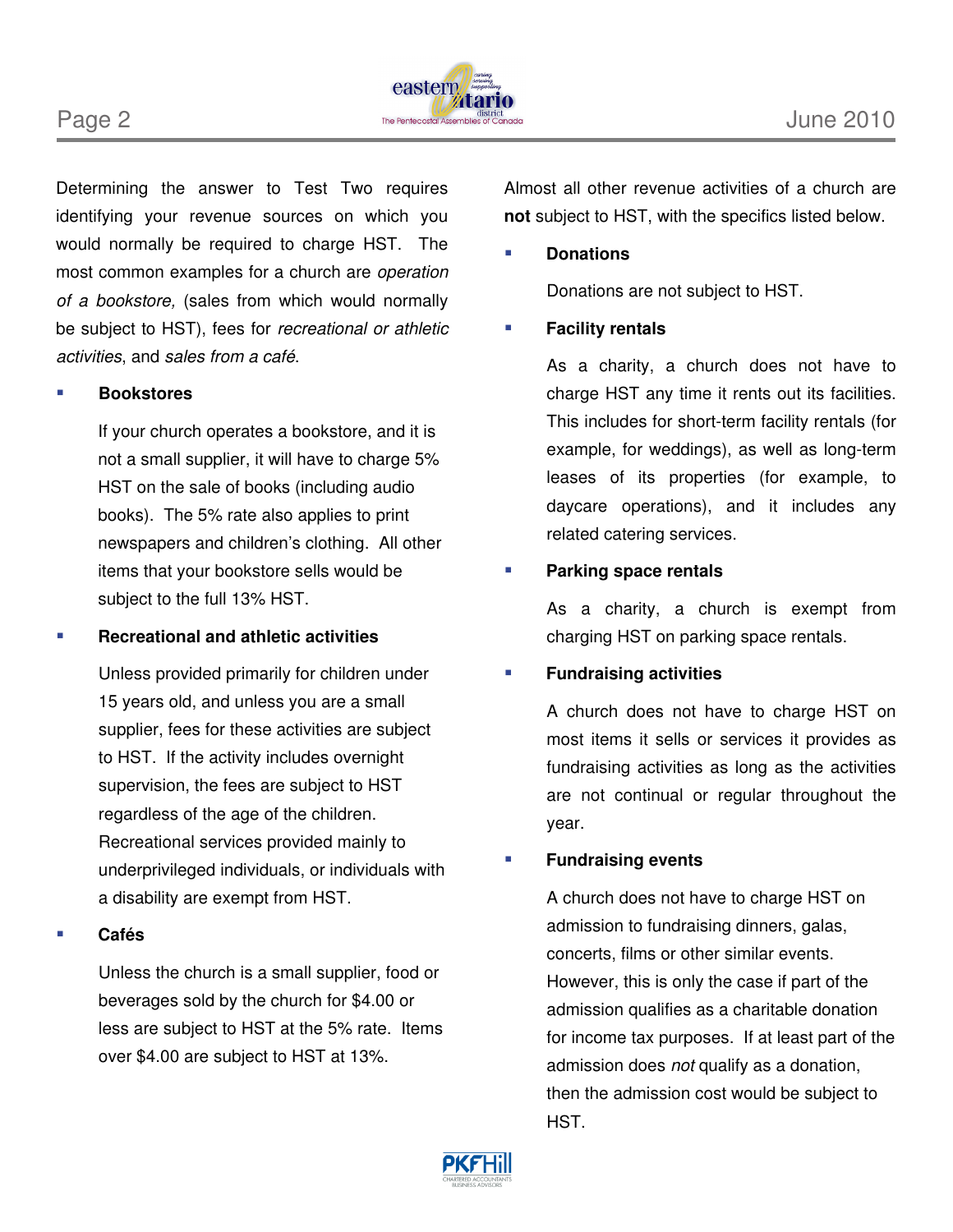Determining the answer to Test Two requires identifying your revenue sources on which you would normally be required to charge HST. The most common examples for a church are *operation of a bookstore,* (sales from which would normally be subject to HST), fees for *recreational or athletic activities*, and *sales from a café*.

- **Bookstores**

  If your church operates a bookstore, and it is not a small supplier, it will have to charge 5% HST on the sale of books (including audio books). The 5% rate also applies to print newspapers and children's clothing. All other items that your bookstore sells would be subject to the full 13% HST.

- **Recreational and athletic activities**

  Unless provided primarily for children under 15 years old, and unless you are a small supplier, fees for these activities are subject to HST. If the activity includes overnight supervision, the fees are subject to HST regardless of the age of the children. Recreational services provided mainly to underprivileged individuals, or individuals with a disability are exempt from HST.

- **Cafés**

  Unless the church is a small supplier, food or beverages sold by the church for $4.00 or less are subject to HST at the 5% rate. Items over $4.00 are subject to HST at 13%.

Almost all other revenue activities of a church are **not** subject to HST, with the specifics listed below.

- **Donations**

  Donations are not subject to HST.

- **Facility rentals**

  As a charity, a church does not have to charge HST any time it rents out its facilities. This includes for short-term facility rentals (for example, for weddings), as well as long-term leases of its properties (for example, to daycare operations), and it includes any related catering services.

- **Parking space rentals**

  As a charity, a church is exempt from charging HST on parking space rentals.

- **Fundraising activities**

  A church does not have to charge HST on most items it sells or services it provides as fundraising activities as long as the activities are not continual or regular throughout the year.

- **Fundraising events**

  A church does not have to charge HST on admission to fundraising dinners, galas, concerts, films or other similar events. However, this is only the case if part of the admission qualifies as a charitable donation for income tax purposes. If at least part of the admission does *not* qualify as a donation, then the admission cost would be subject to HST.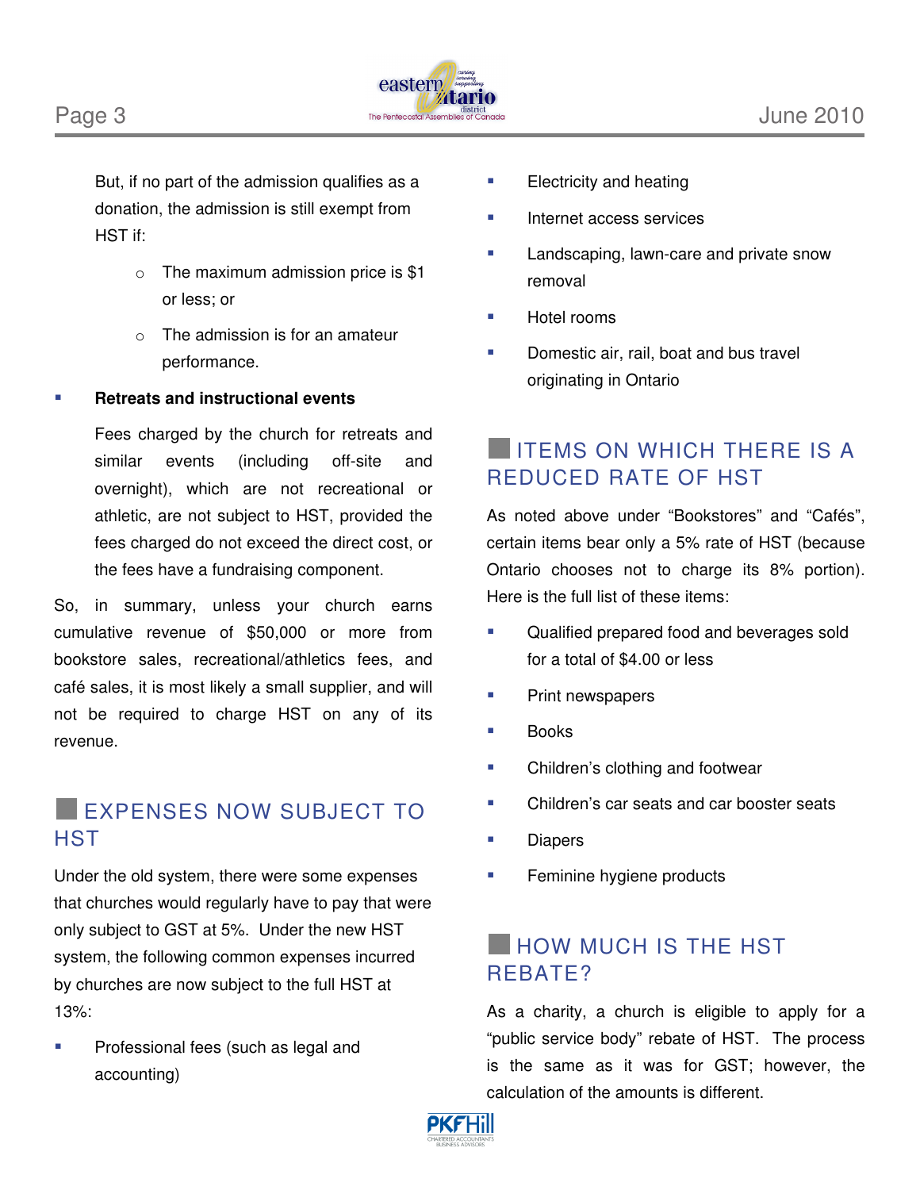But, if no part of the admission qualifies as a donation, the admission is still exempt from HST if:

- The maximum admission price is $1 or less; or
- The admission is for an amateur performance.

- **Retreats and instructional events**

  Fees charged by the church for retreats and similar events (including off-site and overnight), which are not recreational or athletic, are not subject to HST, provided the fees charged do not exceed the direct cost, or the fees have a fundraising component.

So, in summary, unless your church earns cumulative revenue of $50,000 or more from bookstore sales, recreational/athletics fees, and café sales, it is most likely a small supplier, and will not be required to charge HST on any of its revenue.

## EXPENSES NOW SUBJECT TO HST

Under the old system, there were some expenses that churches would regularly have to pay that were only subject to GST at 5%. Under the new HST system, the following common expenses incurred by churches are now subject to the full HST at 13%:

- Professional fees (such as legal and accounting)
- Electricity and heating
- Internet access services
- Landscaping, lawn-care and private snow removal
- Hotel rooms
- Domestic air, rail, boat and bus travel originating in Ontario

## ITEMS ON WHICH THERE IS A REDUCED RATE OF HST

As noted above under "Bookstores" and "Cafés", certain items bear only a 5% rate of HST (because Ontario chooses not to charge its 8% portion). Here is the full list of these items:

- Qualified prepared food and beverages sold for a total of $4.00 or less
- Print newspapers
- Books
- Children's clothing and footwear
- Children's car seats and car booster seats
- Diapers
- Feminine hygiene products

## HOW MUCH IS THE HST REBATE?

As a charity, a church is eligible to apply for a "public service body" rebate of HST. The process is the same as it was for GST; however, the calculation of the amounts is different.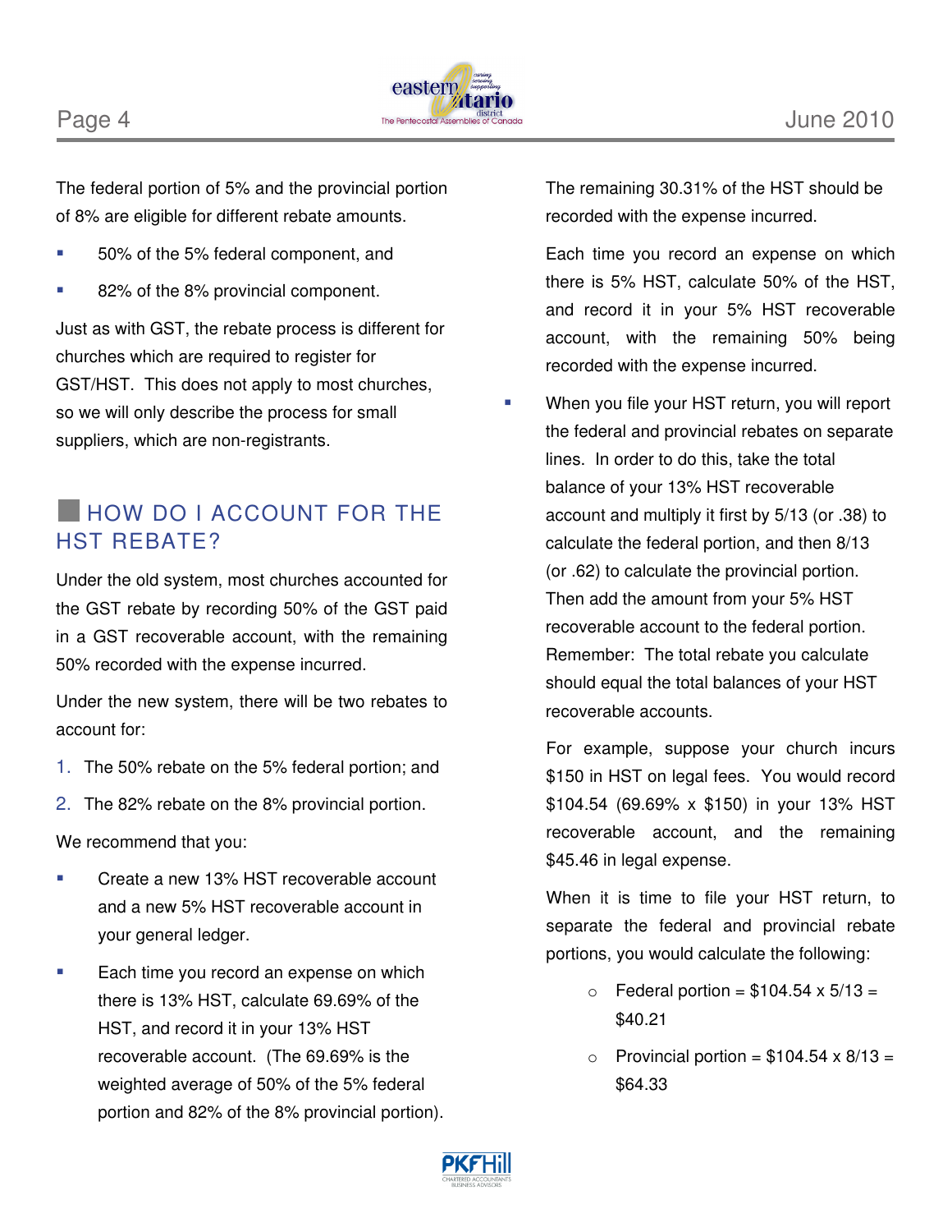The federal portion of 5% and the provincial portion of 8% are eligible for different rebate amounts.

- 50% of the 5% federal component, and
- 82% of the 8% provincial component.

Just as with GST, the rebate process is different for churches which are required to register for GST/HST. This does not apply to most churches, so we will only describe the process for small suppliers, which are non-registrants.

## HOW DO I ACCOUNT FOR THE HST REBATE?

Under the old system, most churches accounted for the GST rebate by recording 50% of the GST paid in a GST recoverable account, with the remaining 50% recorded with the expense incurred.

Under the new system, there will be two rebates to account for:

1. The 50% rebate on the 5% federal portion; and
2. The 82% rebate on the 8% provincial portion.

We recommend that you:

- Create a new 13% HST recoverable account and a new 5% HST recoverable account in your general ledger.
- Each time you record an expense on which there is 13% HST, calculate 69.69% of the HST, and record it in your 13% HST recoverable account. (The 69.69% is the weighted average of 50% of the 5% federal portion and 82% of the 8% provincial portion).

  The remaining 30.31% of the HST should be recorded with the expense incurred.

  Each time you record an expense on which there is 5% HST, calculate 50% of the HST, and record it in your 5% HST recoverable account, with the remaining 50% being recorded with the expense incurred.
- When you file your HST return, you will report the federal and provincial rebates on separate lines. In order to do this, take the total balance of your 13% HST recoverable account and multiply it first by 5/13 (or .38) to calculate the federal portion, and then 8/13 (or .62) to calculate the provincial portion. Then add the amount from your 5% HST recoverable account to the federal portion. Remember: The total rebate you calculate should equal the total balances of your HST recoverable accounts.

  For example, suppose your church incurs $150 in HST on legal fees. You would record $104.54 (69.69% x $150) in your 13% HST recoverable account, and the remaining $45.46 in legal expense.

  When it is time to file your HST return, to separate the federal and provincial rebate portions, you would calculate the following:

  - Federal portion = $104.54 x 5/13 = $40.21
  - Provincial portion = $104.54 x 8/13 = $64.33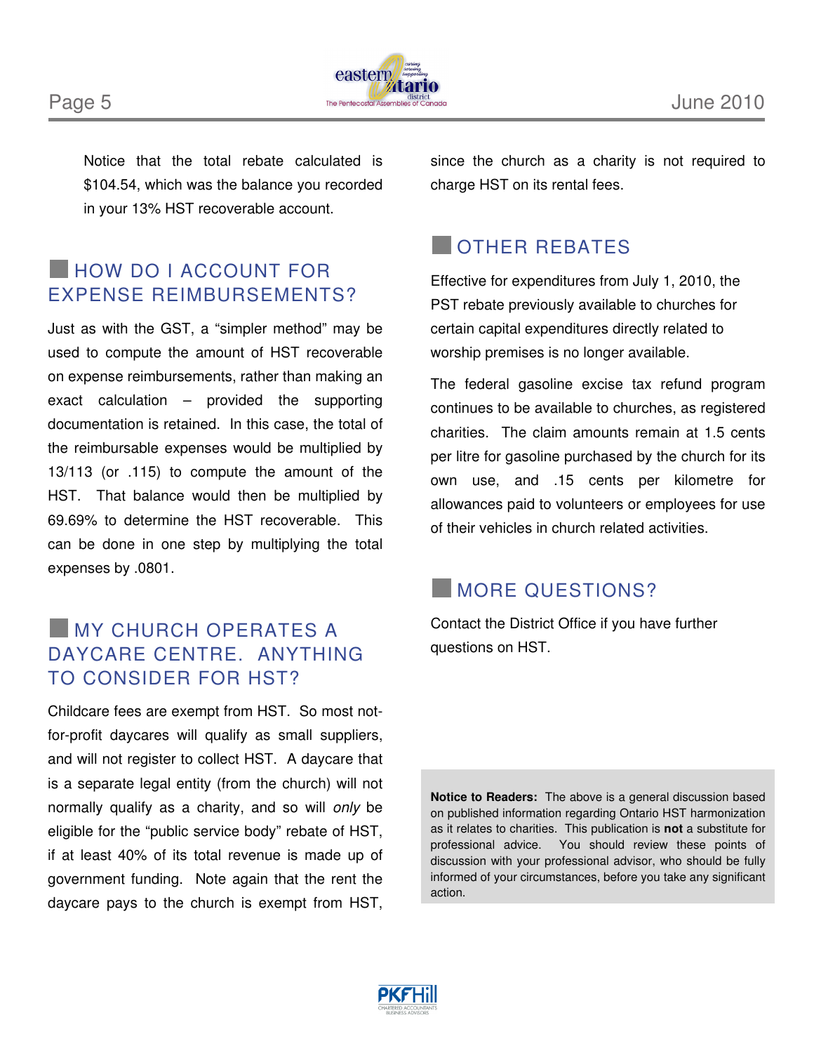Notice that the total rebate calculated is $104.54, which was the balance you recorded in your 13% HST recoverable account.

## HOW DO I ACCOUNT FOR EXPENSE REIMBURSEMENTS?

Just as with the GST, a "simpler method" may be used to compute the amount of HST recoverable on expense reimbursements, rather than making an exact calculation – provided the supporting documentation is retained. In this case, the total of the reimbursable expenses would be multiplied by 13/113 (or .115) to compute the amount of the HST. That balance would then be multiplied by 69.69% to determine the HST recoverable. This can be done in one step by multiplying the total expenses by .0801.

## MY CHURCH OPERATES A DAYCARE CENTRE. ANYTHING TO CONSIDER FOR HST?

Childcare fees are exempt from HST. So most not-for-profit daycares will qualify as small suppliers, and will not register to collect HST. A daycare that is a separate legal entity (from the church) will not normally qualify as a charity, and so will *only* be eligible for the "public service body" rebate of HST, if at least 40% of its total revenue is made up of government funding. Note again that the rent the daycare pays to the church is exempt from HST, since the church as a charity is not required to charge HST on its rental fees.

## OTHER REBATES

Effective for expenditures from July 1, 2010, the PST rebate previously available to churches for certain capital expenditures directly related to worship premises is no longer available.

The federal gasoline excise tax refund program continues to be available to churches, as registered charities. The claim amounts remain at 1.5 cents per litre for gasoline purchased by the church for its own use, and .15 cents per kilometre for allowances paid to volunteers or employees for use of their vehicles in church related activities.

## MORE QUESTIONS?

Contact the District Office if you have further questions on HST.

**Notice to Readers:** The above is a general discussion based on published information regarding Ontario HST harmonization as it relates to charities. This publication is **not** a substitute for professional advice. You should review these points of discussion with your professional advisor, who should be fully informed of your circumstances, before you take any significant action.